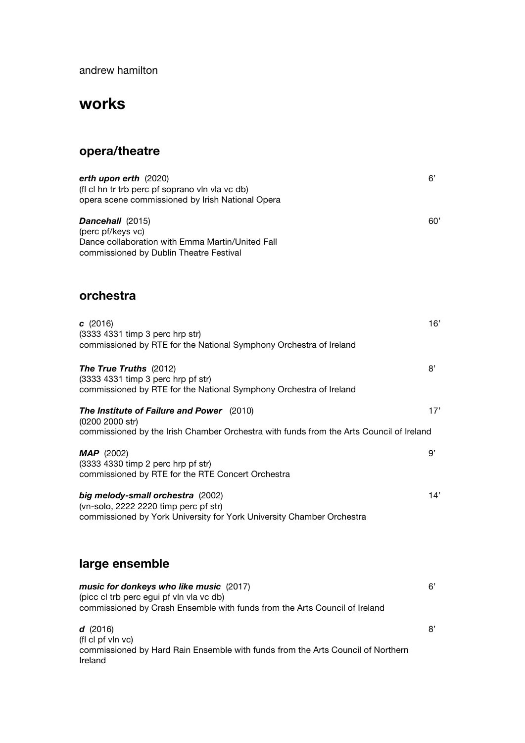andrew hamilton

# works

## opera/theatre

***erth upon erth*** (2020) — 6'
(fl cl hn tr trb perc pf soprano vln vla vc db)
opera scene commissioned by Irish National Opera

***Dancehall*** (2015) — 60'
(perc pf/keys vc)
Dance collaboration with Emma Martin/United Fall
commissioned by Dublin Theatre Festival

## orchestra

***c*** (2016) — 16'
(3333 4331 timp 3 perc hrp str)
commissioned by RTE for the National Symphony Orchestra of Ireland

***The True Truths*** (2012) — 8'
(3333 4331 timp 3 perc hrp pf str)
commissioned by RTE for the National Symphony Orchestra of Ireland

***The Institute of Failure and Power*** (2010) — 17'
(0200 2000 str)
commissioned by the Irish Chamber Orchestra with funds from the Arts Council of Ireland

***MAP*** (2002) — 9'
(3333 4330 timp 2 perc hrp pf str)
commissioned by RTE for the RTE Concert Orchestra

***big melody-small orchestra*** (2002) — 14'
(vn-solo, 2222 2220 timp perc pf str)
commissioned by York University for York University Chamber Orchestra

## large ensemble

***music for donkeys who like music*** (2017) — 6'
(picc cl trb perc egui pf vln vla vc db)
commissioned by Crash Ensemble with funds from the Arts Council of Ireland

***d*** (2016) — 8'
(fl cl pf vln vc)
commissioned by Hard Rain Ensemble with funds from the Arts Council of Northern Ireland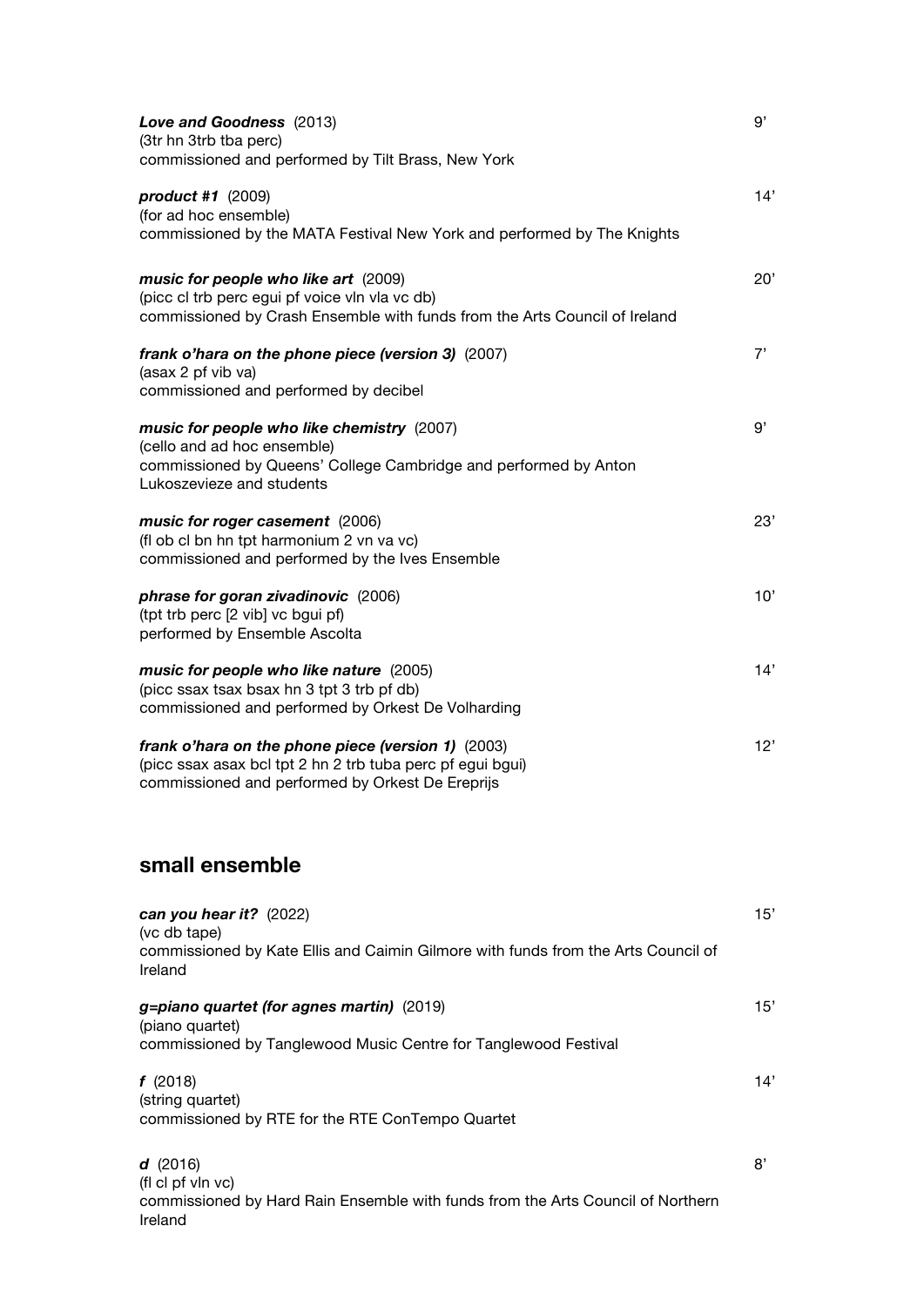***Love and Goodness*** (2013) 9’
(3tr hn 3trb tba perc)
commissioned and performed by Tilt Brass, New York

***product #1*** (2009) 14’
(for ad hoc ensemble)
commissioned by the MATA Festival New York and performed by The Knights

***music for people who like art*** (2009) 20’
(picc cl trb perc egui pf voice vln vla vc db)
commissioned by Crash Ensemble with funds from the Arts Council of Ireland

***frank o’hara on the phone piece (version 3)*** (2007) 7’
(asax 2 pf vib va)
commissioned and performed by decibel

***music for people who like chemistry*** (2007) 9’
(cello and ad hoc ensemble)
commissioned by Queens’ College Cambridge and performed by Anton Lukoszevieze and students

***music for roger casement*** (2006) 23’
(fl ob cl bn hn tpt harmonium 2 vn va vc)
commissioned and performed by the Ives Ensemble

***phrase for goran zivadinovic*** (2006) 10’
(tpt trb perc [2 vib] vc bgui pf)
performed by Ensemble Ascolta

***music for people who like nature*** (2005) 14’
(picc ssax tsax bsax hn 3 tpt 3 trb pf db)
commissioned and performed by Orkest De Volharding

***frank o’hara on the phone piece (version 1)*** (2003) 12’
(picc ssax asax bcl tpt 2 hn 2 trb tuba perc pf egui bgui)
commissioned and performed by Orkest De Ereprijs

## small ensemble

***can you hear it?*** (2022) 15’
(vc db tape)
commissioned by Kate Ellis and Caimin Gilmore with funds from the Arts Council of Ireland

***g=piano quartet (for agnes martin)*** (2019) 15’
(piano quartet)
commissioned by Tanglewood Music Centre for Tanglewood Festival

***f*** (2018) 14’
(string quartet)
commissioned by RTE for the RTE ConTempo Quartet

***d*** (2016) 8’
(fl cl pf vln vc)
commissioned by Hard Rain Ensemble with funds from the Arts Council of Northern Ireland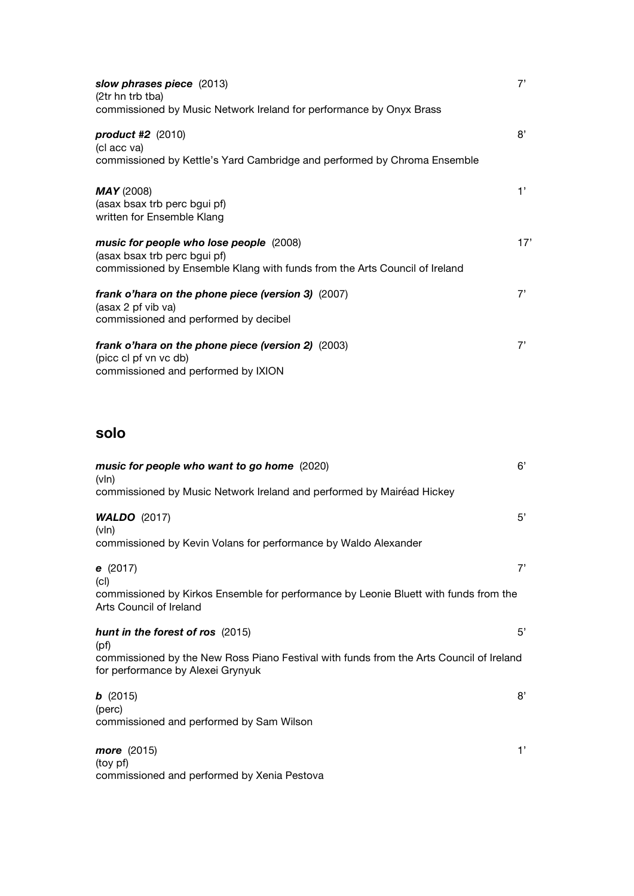***slow phrases piece*** (2013) 7'
(2tr hn trb tba)
commissioned by Music Network Ireland for performance by Onyx Brass

***product #2*** (2010) 8'
(cl acc va)
commissioned by Kettle's Yard Cambridge and performed by Chroma Ensemble

***MAY*** (2008) 1'
(asax bsax trb perc bgui pf)
written for Ensemble Klang

***music for people who lose people*** (2008) 17'
(asax bsax trb perc bgui pf)
commissioned by Ensemble Klang with funds from the Arts Council of Ireland

***frank o'hara on the phone piece (version 3)*** (2007) 7'
(asax 2 pf vib va)
commissioned and performed by decibel

***frank o'hara on the phone piece (version 2)*** (2003) 7'
(picc cl pf vn vc db)
commissioned and performed by IXION

## solo

***music for people who want to go home*** (2020) 6'
(vln)
commissioned by Music Network Ireland and performed by Mairéad Hickey

***WALDO*** (2017) 5'
(vln)
commissioned by Kevin Volans for performance by Waldo Alexander

***e*** (2017) 7'
(cl)
commissioned by Kirkos Ensemble for performance by Leonie Bluett with funds from the Arts Council of Ireland

***hunt in the forest of ros*** (2015) 5'
(pf)
commissioned by the New Ross Piano Festival with funds from the Arts Council of Ireland for performance by Alexei Grynyuk

***b*** (2015) 8'
(perc)
commissioned and performed by Sam Wilson

***more*** (2015) 1'
(toy pf)
commissioned and performed by Xenia Pestova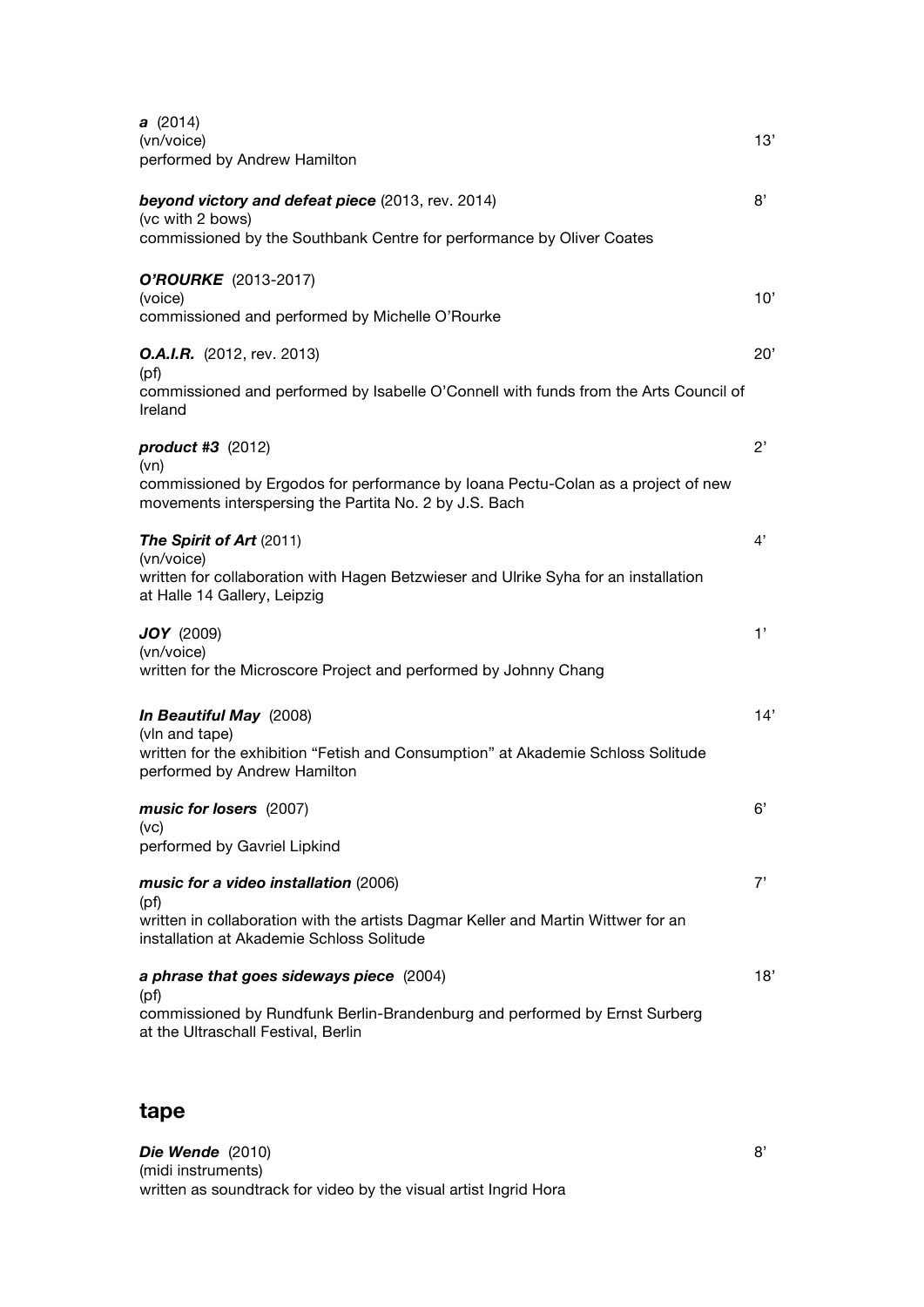***a*** (2014)
(vn/voice)
performed by Andrew Hamilton
13'

***beyond victory and defeat piece*** (2013, rev. 2014)
(vc with 2 bows)
commissioned by the Southbank Centre for performance by Oliver Coates
8'

***O'ROURKE*** (2013-2017)
(voice)
commissioned and performed by Michelle O'Rourke
10'

***O.A.I.R.*** (2012, rev. 2013)
(pf)
commissioned and performed by Isabelle O'Connell with funds from the Arts Council of Ireland
20'

***product #3*** (2012)
(vn)
commissioned by Ergodos for performance by Ioana Pectu-Colan as a project of new movements interspersing the Partita No. 2 by J.S. Bach
2'

***The Spirit of Art*** (2011)
(vn/voice)
written for collaboration with Hagen Betzwieser and Ulrike Syha for an installation at Halle 14 Gallery, Leipzig
4'

***JOY*** (2009)
(vn/voice)
written for the Microscore Project and performed by Johnny Chang
1'

***In Beautiful May*** (2008)
(vln and tape)
written for the exhibition "Fetish and Consumption" at Akademie Schloss Solitude performed by Andrew Hamilton
14'

***music for losers*** (2007)
(vc)
performed by Gavriel Lipkind
6'

***music for a video installation*** (2006)
(pf)
written in collaboration with the artists Dagmar Keller and Martin Wittwer for an installation at Akademie Schloss Solitude
7'

***a phrase that goes sideways piece*** (2004)
(pf)
commissioned by Rundfunk Berlin-Brandenburg and performed by Ernst Surberg at the Ultraschall Festival, Berlin
18'

## tape

***Die Wende*** (2010)
(midi instruments)
written as soundtrack for video by the visual artist Ingrid Hora
8'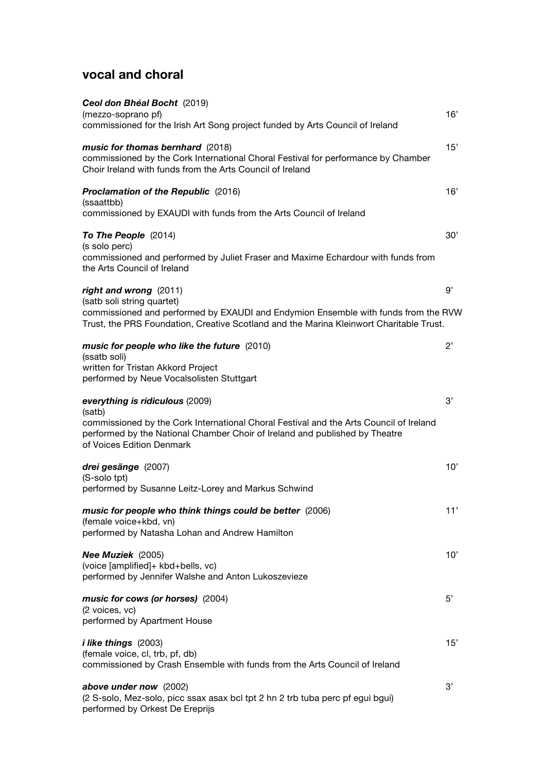## vocal and choral

***Ceol don Bhéal Bocht*** (2019)
(mezzo-soprano pf) 16'
commissioned for the Irish Art Song project funded by Arts Council of Ireland

***music for thomas bernhard*** (2018) 15'
commissioned by the Cork International Choral Festival for performance by Chamber Choir Ireland with funds from the Arts Council of Ireland

***Proclamation of the Republic*** (2016) 16'
(ssaattbb)
commissioned by EXAUDI with funds from the Arts Council of Ireland

***To The People*** (2014) 30'
(s solo perc)
commissioned and performed by Juliet Fraser and Maxime Echardour with funds from the Arts Council of Ireland

***right and wrong*** (2011) 9'
(satb soli string quartet)
commissioned and performed by EXAUDI and Endymion Ensemble with funds from the RVW Trust, the PRS Foundation, Creative Scotland and the Marina Kleinwort Charitable Trust.

***music for people who like the future*** (2010) 2'
(ssatb soli)
written for Tristan Akkord Project
performed by Neue Vocalsolisten Stuttgart

***everything is ridiculous*** (2009) 3'
(satb)
commissioned by the Cork International Choral Festival and the Arts Council of Ireland performed by the National Chamber Choir of Ireland and published by Theatre of Voices Edition Denmark

***drei gesänge*** (2007) 10'
(S-solo tpt)
performed by Susanne Leitz-Lorey and Markus Schwind

***music for people who think things could be better*** (2006) 11'
(female voice+kbd, vn)
performed by Natasha Lohan and Andrew Hamilton

***Nee Muziek*** (2005) 10'
(voice [amplified]+ kbd+bells, vc)
performed by Jennifer Walshe and Anton Lukoszevieze

***music for cows (or horses)*** (2004) 5'
(2 voices, vc)
performed by Apartment House

***i like things*** (2003) 15'
(female voice, cl, trb, pf, db)
commissioned by Crash Ensemble with funds from the Arts Council of Ireland

***above under now*** (2002) 3'
(2 S-solo, Mez-solo, picc ssax asax bcl tpt 2 hn 2 trb tuba perc pf egui bgui)
performed by Orkest De Ereprijs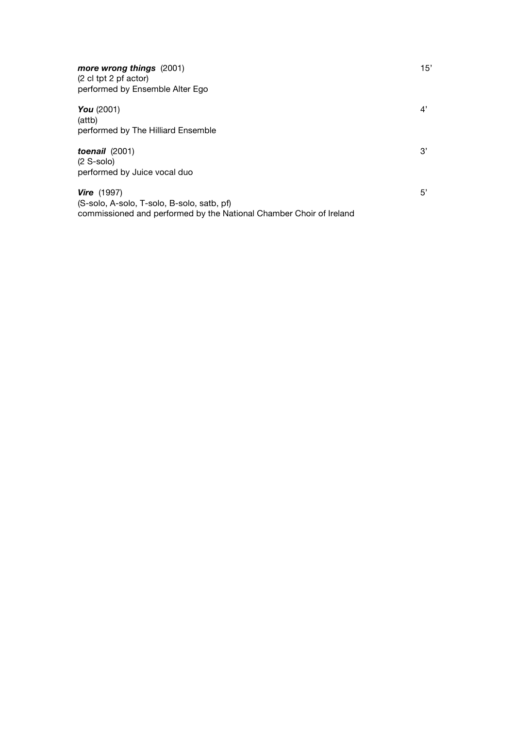***more wrong things*** (2001) 15'
(2 cl tpt 2 pf actor)
performed by Ensemble Alter Ego

***You*** (2001) 4'
(attb)
performed by The Hilliard Ensemble

***toenail*** (2001) 3'
(2 S-solo)
performed by Juice vocal duo

***Vire*** (1997) 5'
(S-solo, A-solo, T-solo, B-solo, satb, pf)
commissioned and performed by the National Chamber Choir of Ireland